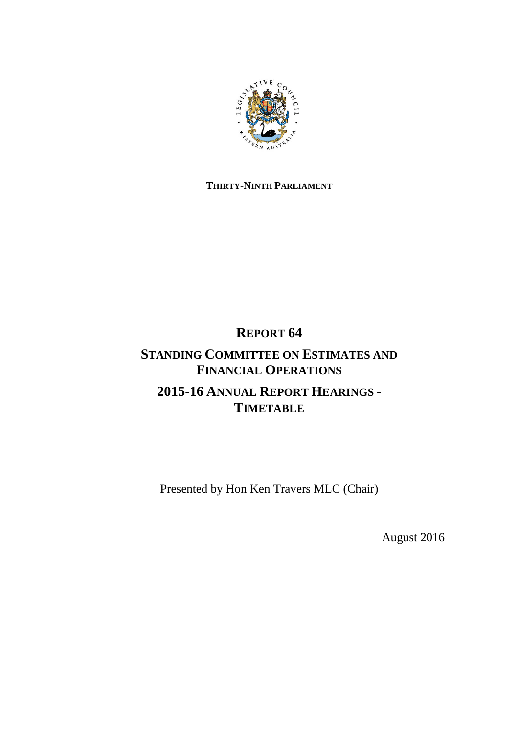**THIRTY-NINTH PARLIAMENT**

# REPORT 64

## STANDING COMMITTEE ON ESTIMATES AND FINANCIAL OPERATIONS

## 2015-16 ANNUAL REPORT HEARINGS - TIMETABLE

Presented by Hon Ken Travers MLC (Chair)

August 2016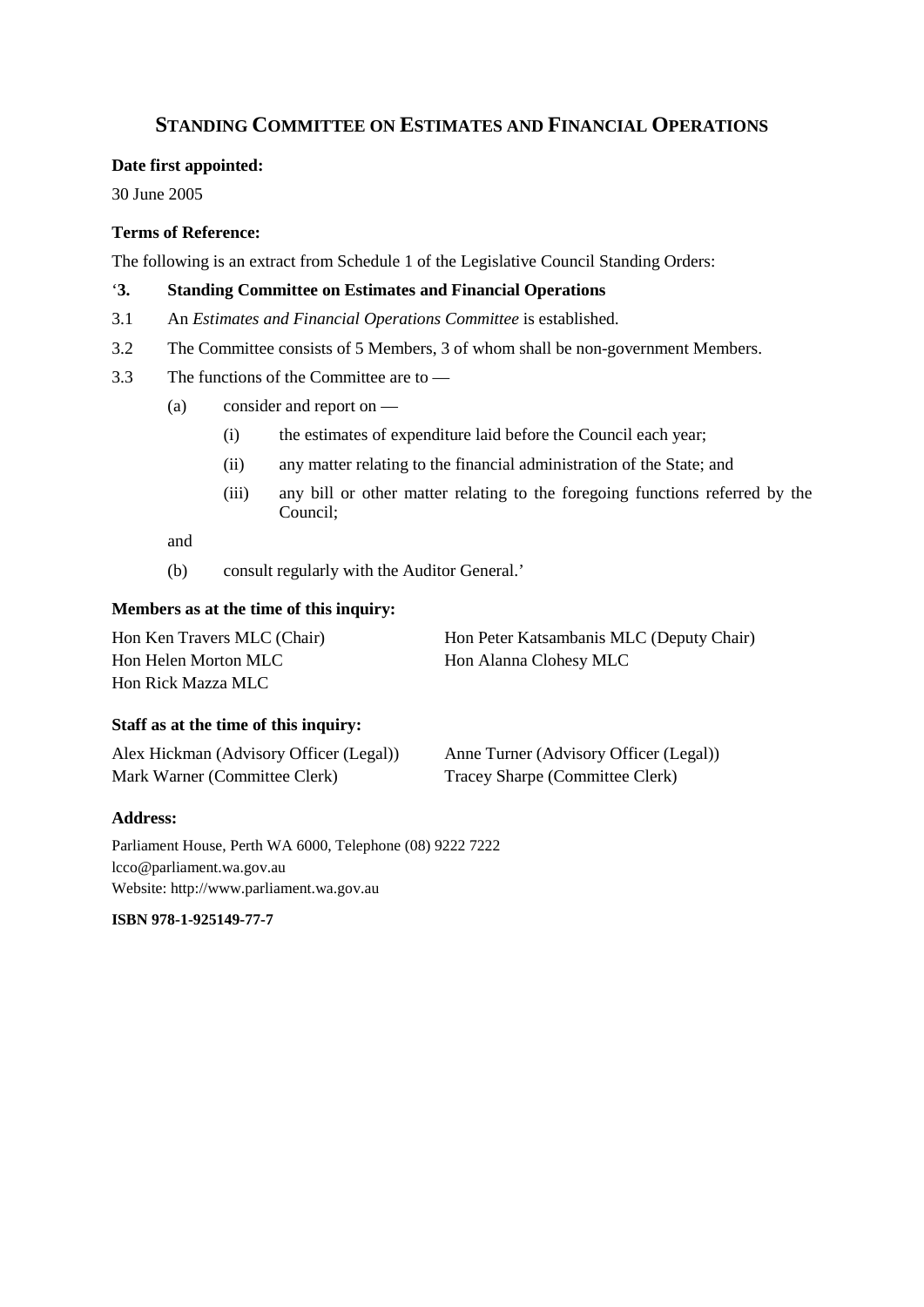## STANDING COMMITTEE ON ESTIMATES AND FINANCIAL OPERATIONS

**Date first appointed:**

30 June 2005

**Terms of Reference:**

The following is an extract from Schedule 1 of the Legislative Council Standing Orders:

'**3. Standing Committee on Estimates and Financial Operations**

3.1 An *Estimates and Financial Operations Committee* is established.

3.2 The Committee consists of 5 Members, 3 of whom shall be non-government Members.

3.3 The functions of the Committee are to —

- (a) consider and report on —
  - (i) the estimates of expenditure laid before the Council each year;
  - (ii) any matter relating to the financial administration of the State; and
  - (iii) any bill or other matter relating to the foregoing functions referred by the Council;

  and

- (b) consult regularly with the Auditor General.'

**Members as at the time of this inquiry:**

Hon Ken Travers MLC (Chair)
Hon Peter Katsambanis MLC (Deputy Chair)
Hon Helen Morton MLC
Hon Alanna Clohesy MLC
Hon Rick Mazza MLC

**Staff as at the time of this inquiry:**

Alex Hickman (Advisory Officer (Legal))
Anne Turner (Advisory Officer (Legal))
Mark Warner (Committee Clerk)
Tracey Sharpe (Committee Clerk)

**Address:**

Parliament House, Perth WA 6000, Telephone (08) 9222 7222
lcco@parliament.wa.gov.au
Website: http://www.parliament.wa.gov.au

**ISBN 978-1-925149-77-7**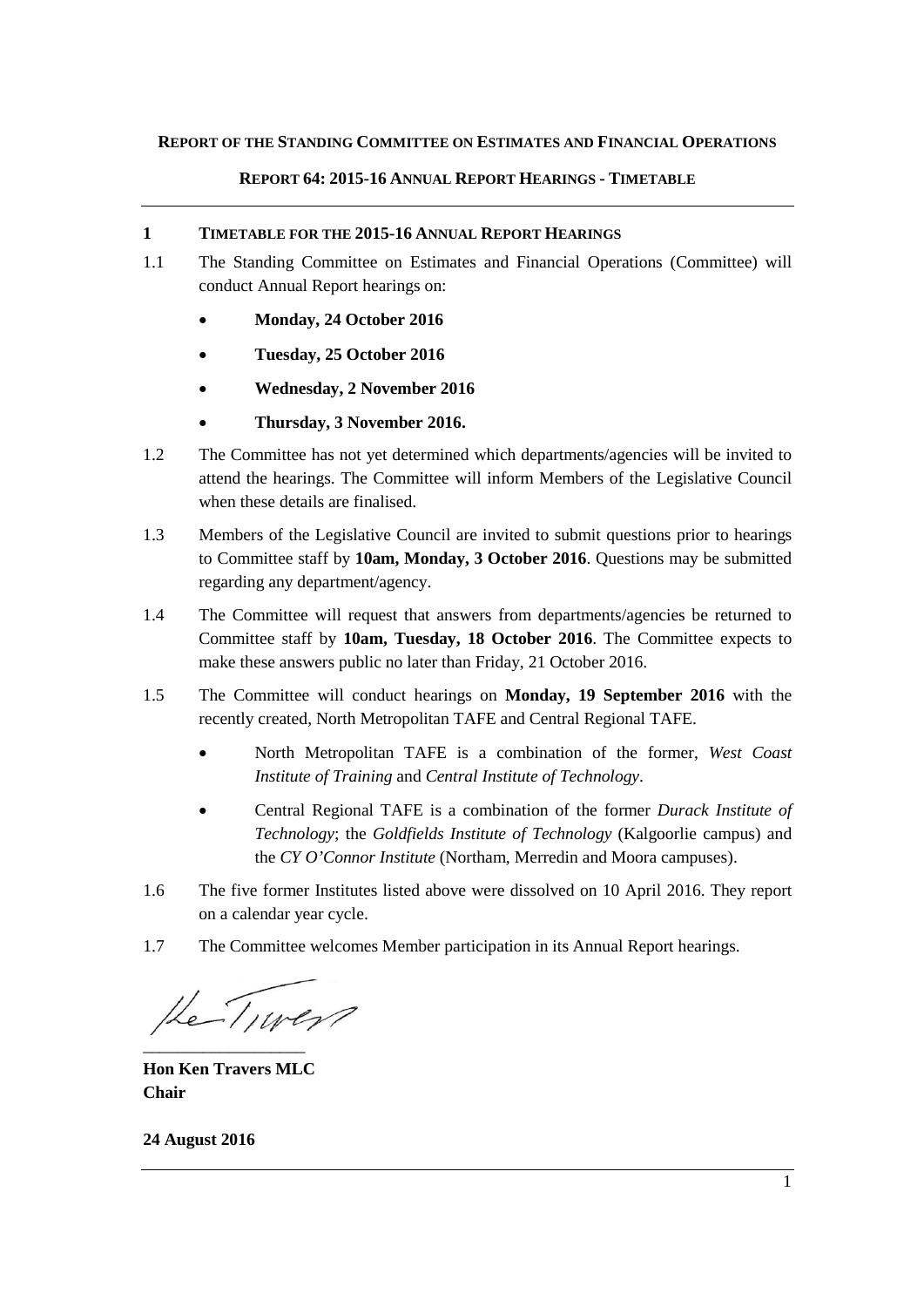**REPORT OF THE STANDING COMMITTEE ON ESTIMATES AND FINANCIAL OPERATIONS**

**REPORT 64: 2015-16 ANNUAL REPORT HEARINGS - TIMETABLE**

## 1 TIMETABLE FOR THE 2015-16 ANNUAL REPORT HEARINGS

1.1 The Standing Committee on Estimates and Financial Operations (Committee) will conduct Annual Report hearings on:

- **Monday, 24 October 2016**
- **Tuesday, 25 October 2016**
- **Wednesday, 2 November 2016**
- **Thursday, 3 November 2016.**

1.2 The Committee has not yet determined which departments/agencies will be invited to attend the hearings. The Committee will inform Members of the Legislative Council when these details are finalised.

1.3 Members of the Legislative Council are invited to submit questions prior to hearings to Committee staff by **10am, Monday, 3 October 2016**. Questions may be submitted regarding any department/agency.

1.4 The Committee will request that answers from departments/agencies be returned to Committee staff by **10am, Tuesday, 18 October 2016**. The Committee expects to make these answers public no later than Friday, 21 October 2016.

1.5 The Committee will conduct hearings on **Monday, 19 September 2016** with the recently created, North Metropolitan TAFE and Central Regional TAFE.

- North Metropolitan TAFE is a combination of the former, *West Coast Institute of Training* and *Central Institute of Technology*.
- Central Regional TAFE is a combination of the former *Durack Institute of Technology*; the *Goldfields Institute of Technology* (Kalgoorlie campus) and the *CY O'Connor Institute* (Northam, Merredin and Moora campuses).

1.6 The five former Institutes listed above were dissolved on 10 April 2016. They report on a calendar year cycle.

1.7 The Committee welcomes Member participation in its Annual Report hearings.

**Hon Ken Travers MLC**
**Chair**

**24 August 2016**